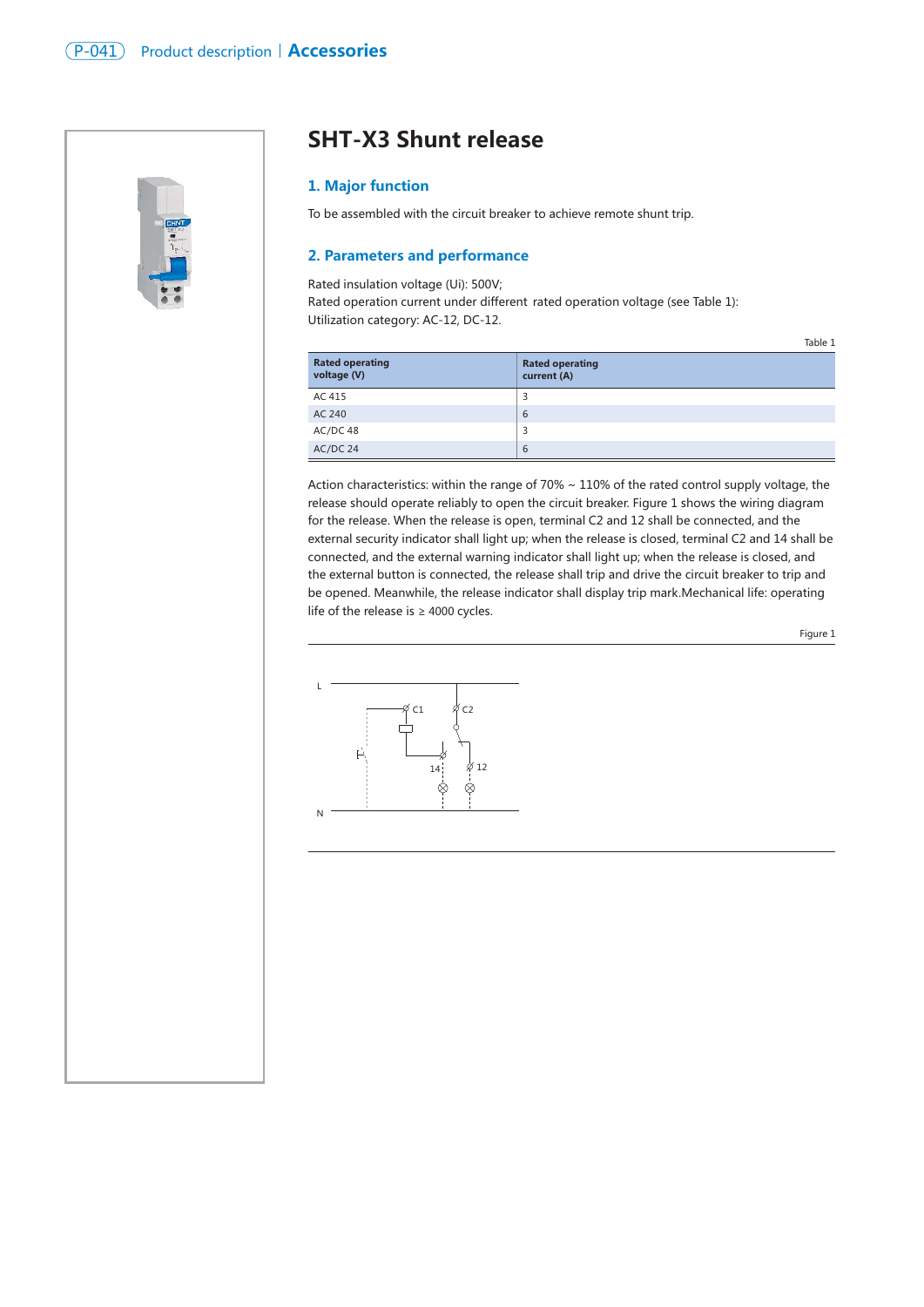# SHT-X3 Shunt release

## 1. Major function

To be assembled with the circuit breaker to achieve remote shunt trip.

## 2. Parameters and performance

Rated insulation voltage (Ui): 500V;
Rated operation current under different rated operation voltage (see Table 1):
Utilization category: AC-12, DC-12.

Table 1

| Rated operating voltage (V) | Rated operating current (A) |
|---|---|
| AC 415 | 3 |
| AC 240 | 6 |
| AC/DC 48 | 3 |
| AC/DC 24 | 6 |

Action characteristics: within the range of 70% ~ 110% of the rated control supply voltage, the release should operate reliably to open the circuit breaker. Figure 1 shows the wiring diagram for the release. When the release is open, terminal C2 and 12 shall be connected, and the external security indicator shall light up; when the release is closed, terminal C2 and 14 shall be connected, and the external warning indicator shall light up; when the release is closed, and the external button is connected, the release shall trip and drive the circuit breaker to trip and be opened. Meanwhile, the release indicator shall display trip mark.Mechanical life: operating life of the release is ≥ 4000 cycles.

Figure 1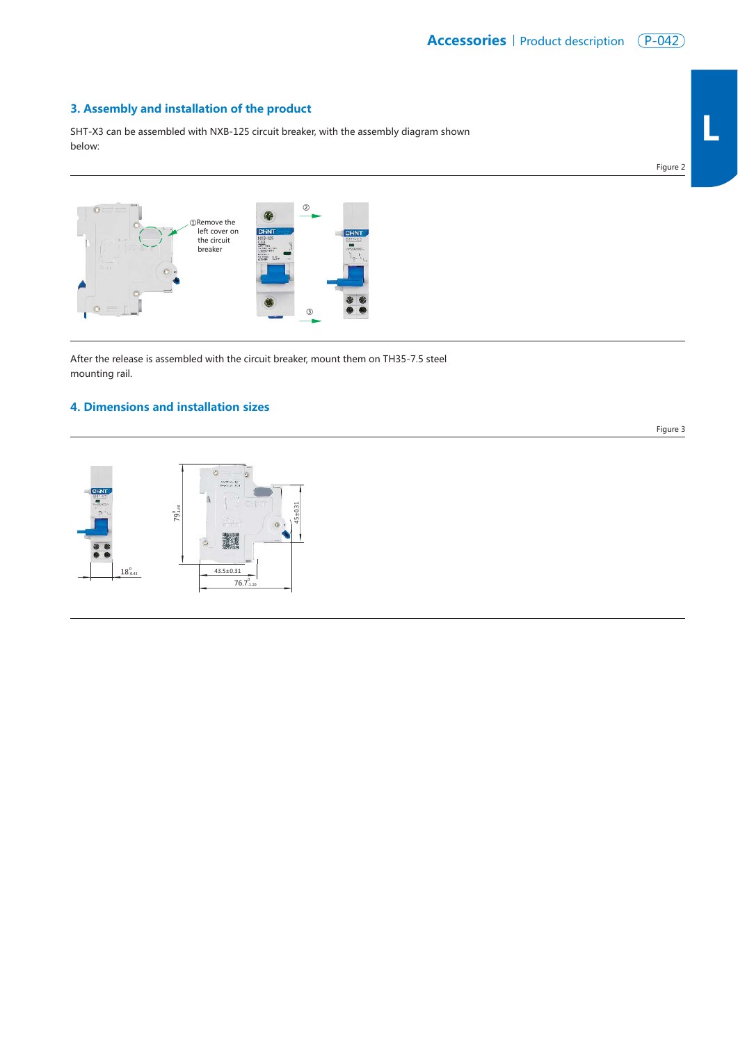## 3. Assembly and installation of the product

SHT-X3 can be assembled with NXB-125 circuit breaker, with the assembly diagram shown below:

Figure 2

①Remove the left cover on the circuit breaker

②

③

After the release is assembled with the circuit breaker, mount them on TH35-7.5 steel mounting rail.

## 4. Dimensions and installation sizes

Figure 3

$18^{0}_{-0.43}$

$79^{0}_{-1.40}$

$45\pm0.31$

$43.5\pm0.31$

$76.7^{0}_{-1.20}$